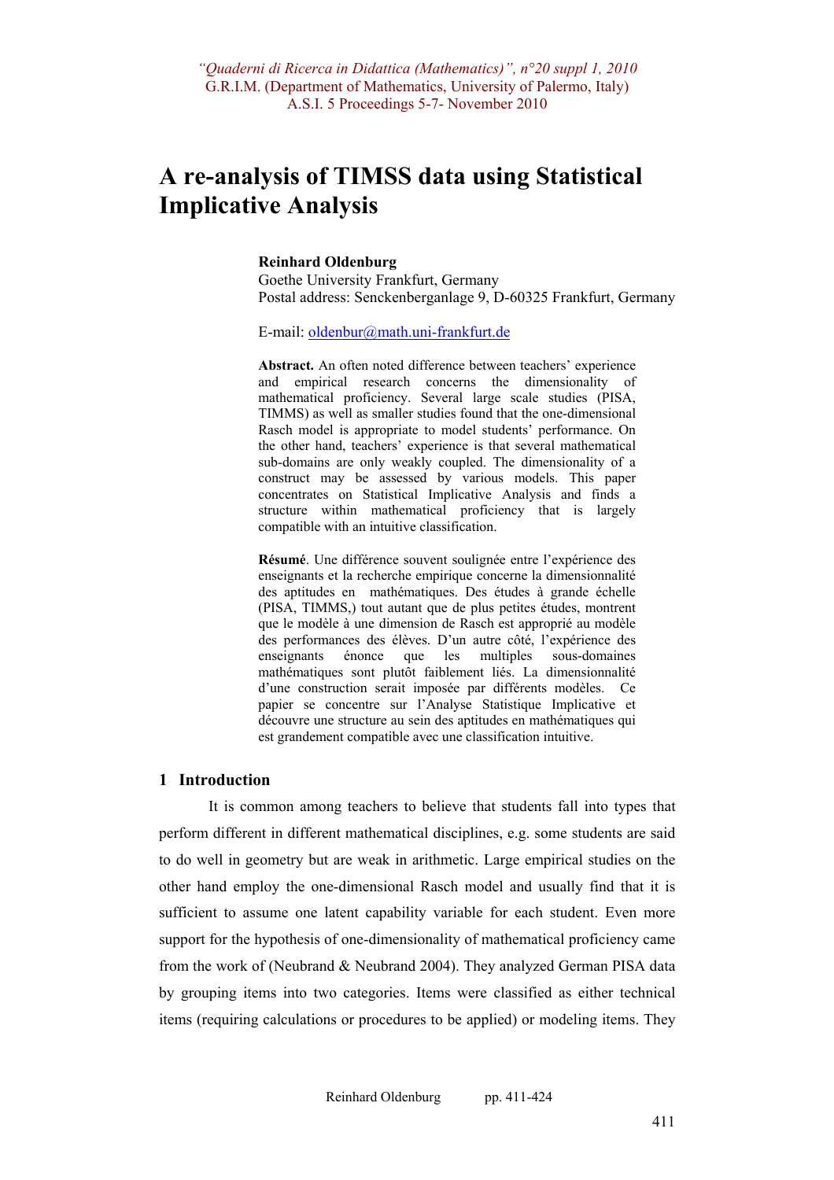# A re-analysis of TIMSS data using Statistical Implicative Analysis

**Reinhard Oldenburg**
Goethe University Frankfurt, Germany
Postal address: Senckenberganlage 9, D-60325 Frankfurt, Germany

E-mail: oldenbur@math.uni-frankfurt.de

**Abstract.** An often noted difference between teachers' experience and empirical research concerns the dimensionality of mathematical proficiency. Several large scale studies (PISA, TIMMS) as well as smaller studies found that the one-dimensional Rasch model is appropriate to model students' performance. On the other hand, teachers' experience is that several mathematical sub-domains are only weakly coupled. The dimensionality of a construct may be assessed by various models. This paper concentrates on Statistical Implicative Analysis and finds a structure within mathematical proficiency that is largely compatible with an intuitive classification.

**Résumé**. Une différence souvent soulignée entre l'expérience des enseignants et la recherche empirique concerne la dimensionnalité des aptitudes en mathématiques. Des études à grande échelle (PISA, TIMMS,) tout autant que de plus petites études, montrent que le modèle à une dimension de Rasch est approprié au modèle des performances des élèves. D'un autre côté, l'expérience des enseignants énonce que les multiples sous-domaines mathématiques sont plutôt faiblement liés. La dimensionnalité d'une construction serait imposée par différents modèles. Ce papier se concentre sur l'Analyse Statistique Implicative et découvre une structure au sein des aptitudes en mathématiques qui est grandement compatible avec une classification intuitive.

## 1 Introduction

It is common among teachers to believe that students fall into types that perform different in different mathematical disciplines, e.g. some students are said to do well in geometry but are weak in arithmetic. Large empirical studies on the other hand employ the one-dimensional Rasch model and usually find that it is sufficient to assume one latent capability variable for each student. Even more support for the hypothesis of one-dimensionality of mathematical proficiency came from the work of (Neubrand & Neubrand 2004). They analyzed German PISA data by grouping items into two categories. Items were classified as either technical items (requiring calculations or procedures to be applied) or modeling items. They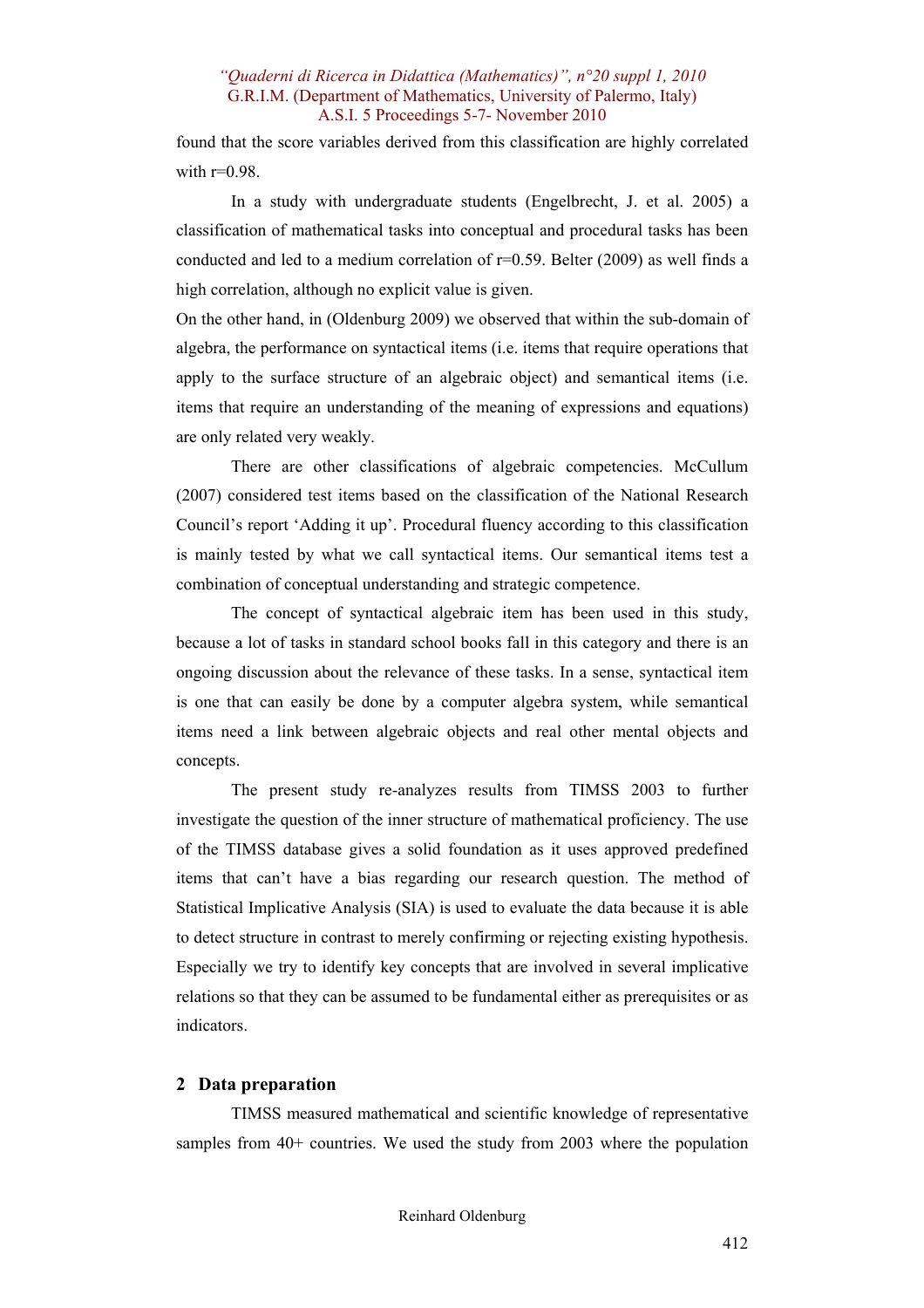found that the score variables derived from this classification are highly correlated with r=0.98.

In a study with undergraduate students (Engelbrecht, J. et al. 2005) a classification of mathematical tasks into conceptual and procedural tasks has been conducted and led to a medium correlation of r=0.59. Belter (2009) as well finds a high correlation, although no explicit value is given.

On the other hand, in (Oldenburg 2009) we observed that within the sub-domain of algebra, the performance on syntactical items (i.e. items that require operations that apply to the surface structure of an algebraic object) and semantical items (i.e. items that require an understanding of the meaning of expressions and equations) are only related very weakly.

There are other classifications of algebraic competencies. McCullum (2007) considered test items based on the classification of the National Research Council's report 'Adding it up'. Procedural fluency according to this classification is mainly tested by what we call syntactical items. Our semantical items test a combination of conceptual understanding and strategic competence.

The concept of syntactical algebraic item has been used in this study, because a lot of tasks in standard school books fall in this category and there is an ongoing discussion about the relevance of these tasks. In a sense, syntactical item is one that can easily be done by a computer algebra system, while semantical items need a link between algebraic objects and real other mental objects and concepts.

The present study re-analyzes results from TIMSS 2003 to further investigate the question of the inner structure of mathematical proficiency. The use of the TIMSS database gives a solid foundation as it uses approved predefined items that can't have a bias regarding our research question. The method of Statistical Implicative Analysis (SIA) is used to evaluate the data because it is able to detect structure in contrast to merely confirming or rejecting existing hypothesis. Especially we try to identify key concepts that are involved in several implicative relations so that they can be assumed to be fundamental either as prerequisites or as indicators.

## 2 Data preparation

TIMSS measured mathematical and scientific knowledge of representative samples from 40+ countries. We used the study from 2003 where the population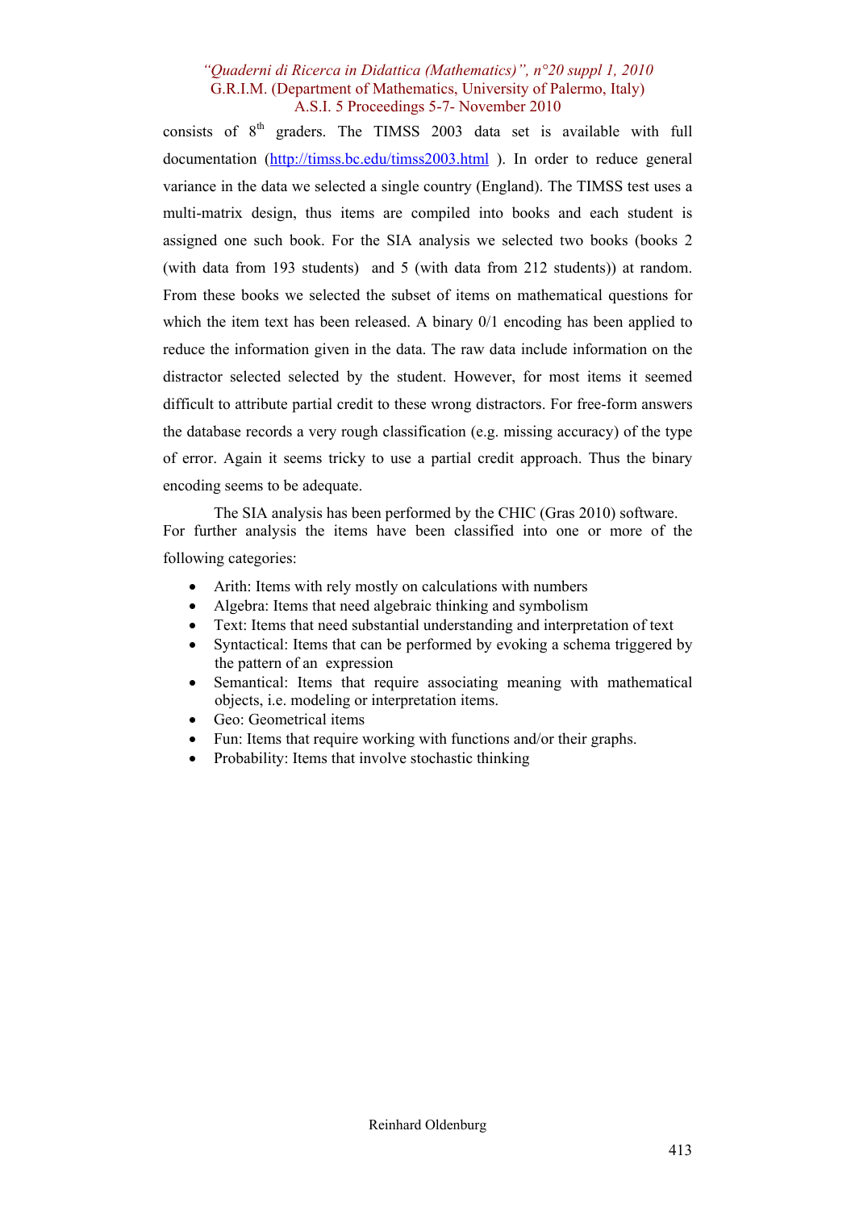consists of 8th graders. The TIMSS 2003 data set is available with full documentation (http://timss.bc.edu/timss2003.html ). In order to reduce general variance in the data we selected a single country (England). The TIMSS test uses a multi-matrix design, thus items are compiled into books and each student is assigned one such book. For the SIA analysis we selected two books (books 2 (with data from 193 students) and 5 (with data from 212 students)) at random. From these books we selected the subset of items on mathematical questions for which the item text has been released. A binary 0/1 encoding has been applied to reduce the information given in the data. The raw data include information on the distractor selected selected by the student. However, for most items it seemed difficult to attribute partial credit to these wrong distractors. For free-form answers the database records a very rough classification (e.g. missing accuracy) of the type of error. Again it seems tricky to use a partial credit approach. Thus the binary encoding seems to be adequate.

The SIA analysis has been performed by the CHIC (Gras 2010) software. For further analysis the items have been classified into one or more of the following categories:

- Arith: Items with rely mostly on calculations with numbers
- Algebra: Items that need algebraic thinking and symbolism
- Text: Items that need substantial understanding and interpretation of text
- Syntactical: Items that can be performed by evoking a schema triggered by the pattern of an expression
- Semantical: Items that require associating meaning with mathematical objects, i.e. modeling or interpretation items.
- Geo: Geometrical items
- Fun: Items that require working with functions and/or their graphs.
- Probability: Items that involve stochastic thinking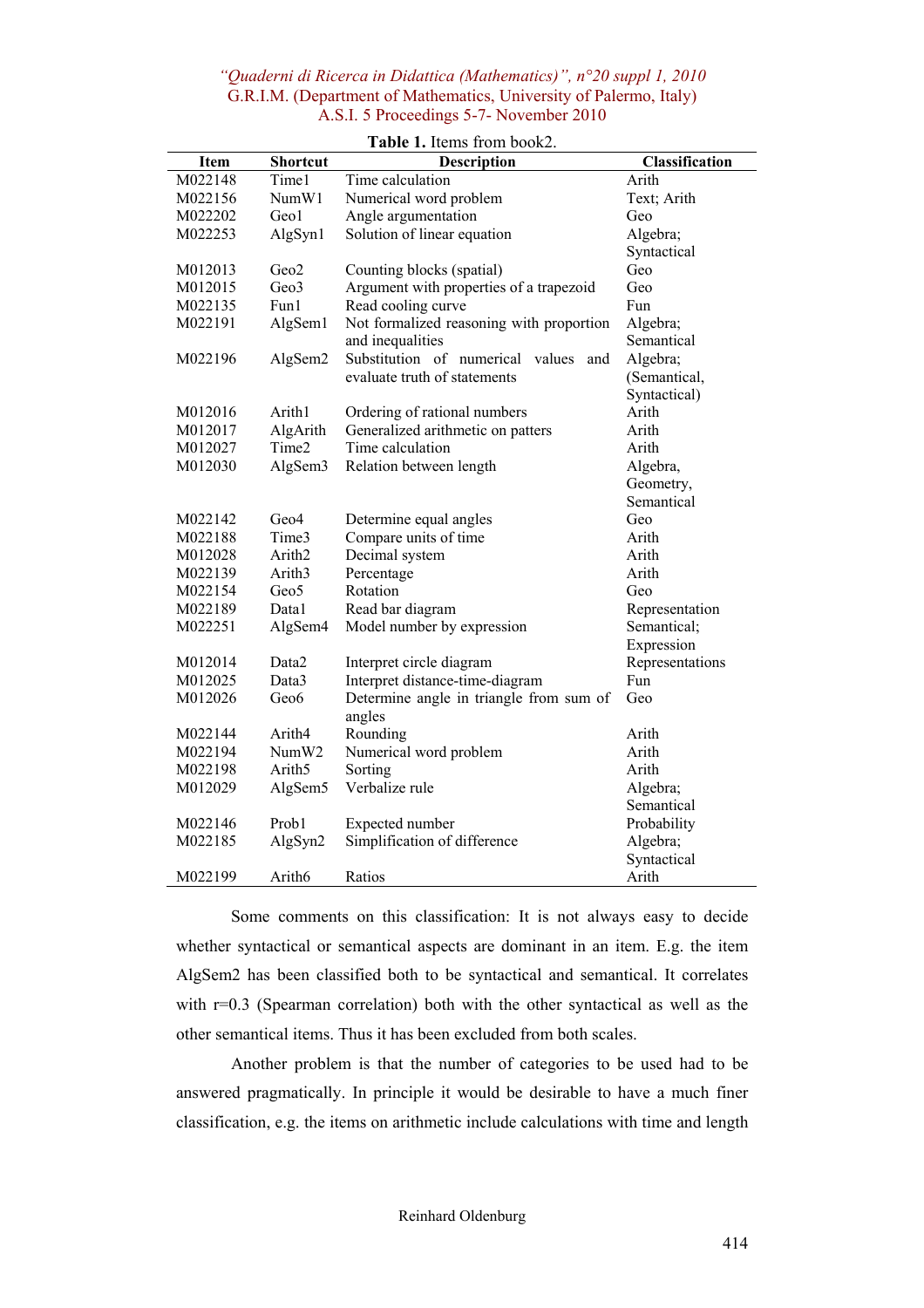**Table 1.** Items from book2.

| Item | Shortcut | Description | Classification |
|---|---|---|---|
| M022148 | Time1 | Time calculation | Arith |
| M022156 | NumW1 | Numerical word problem | Text; Arith |
| M022202 | Geo1 | Angle argumentation | Geo |
| M022253 | AlgSyn1 | Solution of linear equation | Algebra; Syntactical |
| M012013 | Geo2 | Counting blocks (spatial) | Geo |
| M012015 | Geo3 | Argument with properties of a trapezoid | Geo |
| M022135 | Fun1 | Read cooling curve | Fun |
| M022191 | AlgSem1 | Not formalized reasoning with proportion and inequalities | Algebra; Semantical |
| M022196 | AlgSem2 | Substitution of numerical values and evaluate truth of statements | Algebra; (Semantical, Syntactical) |
| M012016 | Arith1 | Ordering of rational numbers | Arith |
| M012017 | AlgArith | Generalized arithmetic on patters | Arith |
| M012027 | Time2 | Time calculation | Arith |
| M012030 | AlgSem3 | Relation between length | Algebra, Geometry, Semantical |
| M022142 | Geo4 | Determine equal angles | Geo |
| M022188 | Time3 | Compare units of time | Arith |
| M012028 | Arith2 | Decimal system | Arith |
| M022139 | Arith3 | Percentage | Arith |
| M022154 | Geo5 | Rotation | Geo |
| M022189 | Data1 | Read bar diagram | Representation |
| M022251 | AlgSem4 | Model number by expression | Semantical; Expression |
| M012014 | Data2 | Interpret circle diagram | Representations |
| M012025 | Data3 | Interpret distance-time-diagram | Fun |
| M012026 | Geo6 | Determine angle in triangle from sum of angles | Geo |
| M022144 | Arith4 | Rounding | Arith |
| M022194 | NumW2 | Numerical word problem | Arith |
| M022198 | Arith5 | Sorting | Arith |
| M012029 | AlgSem5 | Verbalize rule | Algebra; Semantical |
| M022146 | Prob1 | Expected number | Probability |
| M022185 | AlgSyn2 | Simplification of difference | Algebra; Syntactical |
| M022199 | Arith6 | Ratios | Arith |

Some comments on this classification: It is not always easy to decide whether syntactical or semantical aspects are dominant in an item. E.g. the item AlgSem2 has been classified both to be syntactical and semantical. It correlates with $r=0.3$ (Spearman correlation) both with the other syntactical as well as the other semantical items. Thus it has been excluded from both scales.

Another problem is that the number of categories to be used had to be answered pragmatically. In principle it would be desirable to have a much finer classification, e.g. the items on arithmetic include calculations with time and length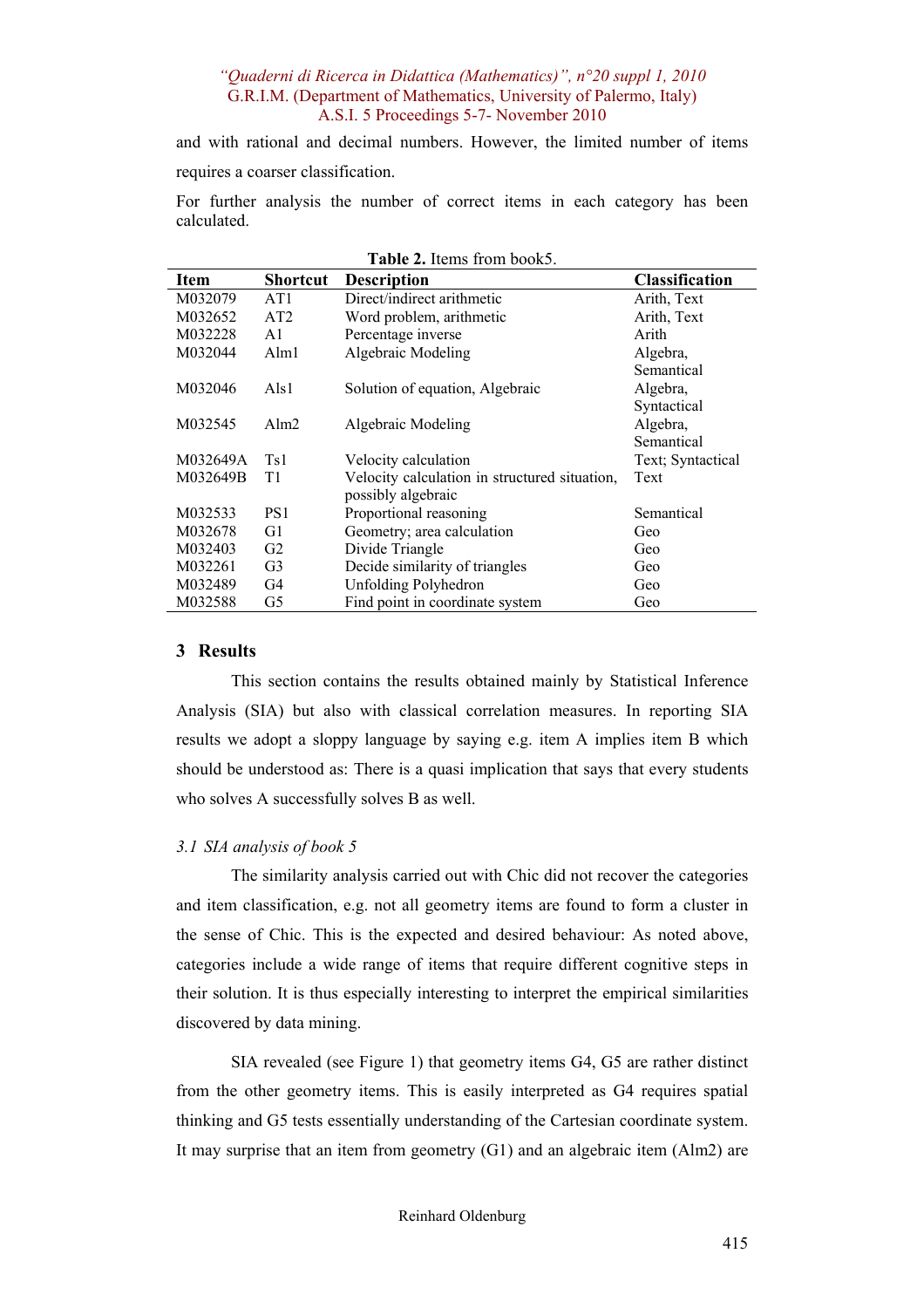and with rational and decimal numbers. However, the limited number of items requires a coarser classification.

For further analysis the number of correct items in each category has been calculated.

**Table 2.** Items from book5.

| Item | Shortcut | Description | Classification |
|---|---|---|---|
| M032079 | AT1 | Direct/indirect arithmetic | Arith, Text |
| M032652 | AT2 | Word problem, arithmetic | Arith, Text |
| M032228 | A1 | Percentage inverse | Arith |
| M032044 | Alm1 | Algebraic Modeling | Algebra, Semantical |
| M032046 | Als1 | Solution of equation, Algebraic | Algebra, Syntactical |
| M032545 | Alm2 | Algebraic Modeling | Algebra, Semantical |
| M032649A | Ts1 | Velocity calculation | Text; Syntactical |
| M032649B | T1 | Velocity calculation in structured situation, possibly algebraic | Text |
| M032533 | PS1 | Proportional reasoning | Semantical |
| M032678 | G1 | Geometry; area calculation | Geo |
| M032403 | G2 | Divide Triangle | Geo |
| M032261 | G3 | Decide similarity of triangles | Geo |
| M032489 | G4 | Unfolding Polyhedron | Geo |
| M032588 | G5 | Find point in coordinate system | Geo |

## 3 Results

This section contains the results obtained mainly by Statistical Inference Analysis (SIA) but also with classical correlation measures. In reporting SIA results we adopt a sloppy language by saying e.g. item A implies item B which should be understood as: There is a quasi implication that says that every students who solves A successfully solves B as well.

### *3.1 SIA analysis of book 5*

The similarity analysis carried out with Chic did not recover the categories and item classification, e.g. not all geometry items are found to form a cluster in the sense of Chic. This is the expected and desired behaviour: As noted above, categories include a wide range of items that require different cognitive steps in their solution. It is thus especially interesting to interpret the empirical similarities discovered by data mining.

SIA revealed (see Figure 1) that geometry items G4, G5 are rather distinct from the other geometry items. This is easily interpreted as G4 requires spatial thinking and G5 tests essentially understanding of the Cartesian coordinate system. It may surprise that an item from geometry (G1) and an algebraic item (Alm2) are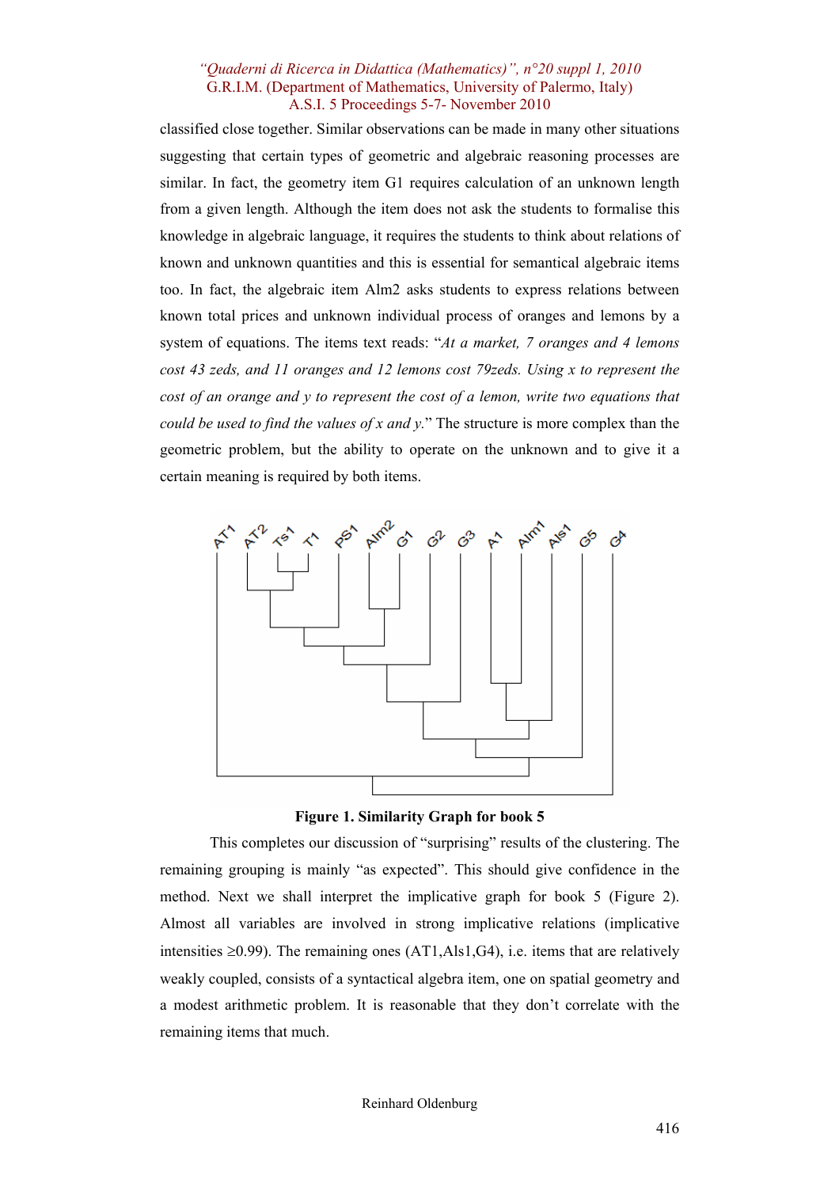classified close together. Similar observations can be made in many other situations suggesting that certain types of geometric and algebraic reasoning processes are similar. In fact, the geometry item G1 requires calculation of an unknown length from a given length. Although the item does not ask the students to formalise this knowledge in algebraic language, it requires the students to think about relations of known and unknown quantities and this is essential for semantical algebraic items too. In fact, the algebraic item Alm2 asks students to express relations between known total prices and unknown individual process of oranges and lemons by a system of equations. The items text reads: "*At a market, 7 oranges and 4 lemons cost 43 zeds, and 11 oranges and 12 lemons cost 79zeds. Using x to represent the cost of an orange and y to represent the cost of a lemon, write two equations that could be used to find the values of x and y.*" The structure is more complex than the geometric problem, but the ability to operate on the unknown and to give it a certain meaning is required by both items.

**Figure 1. Similarity Graph for book 5**

This completes our discussion of "surprising" results of the clustering. The remaining grouping is mainly "as expected". This should give confidence in the method. Next we shall interpret the implicative graph for book 5 (Figure 2). Almost all variables are involved in strong implicative relations (implicative intensities ≥0.99). The remaining ones (AT1,Als1,G4), i.e. items that are relatively weakly coupled, consists of a syntactical algebra item, one on spatial geometry and a modest arithmetic problem. It is reasonable that they don't correlate with the remaining items that much.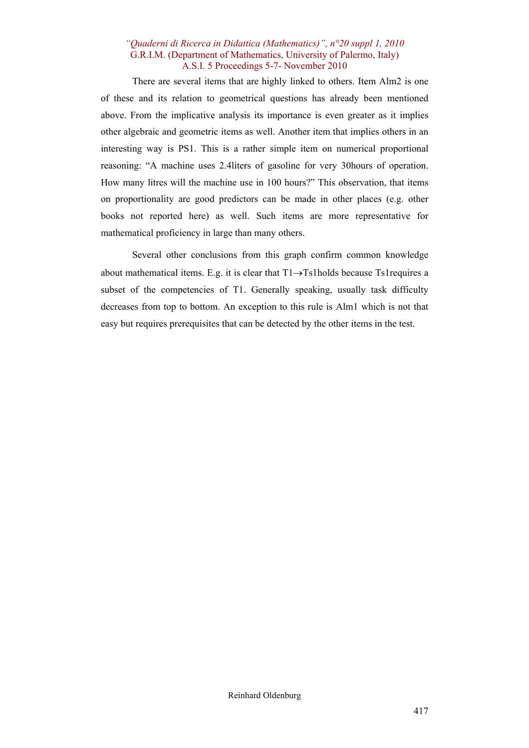There are several items that are highly linked to others. Item Alm2 is one of these and its relation to geometrical questions has already been mentioned above. From the implicative analysis its importance is even greater as it implies other algebraic and geometric items as well. Another item that implies others in an interesting way is PS1. This is a rather simple item on numerical proportional reasoning: "A machine uses 2.4liters of gasoline for very 30hours of operation. How many litres will the machine use in 100 hours?" This observation, that items on proportionality are good predictors can be made in other places (e.g. other books not reported here) as well. Such items are more representative for mathematical proficiency in large than many others.

Several other conclusions from this graph confirm common knowledge about mathematical items. E.g. it is clear that T1→Ts1holds because Ts1requires a subset of the competencies of T1. Generally speaking, usually task difficulty decreases from top to bottom. An exception to this rule is Alm1 which is not that easy but requires prerequisites that can be detected by the other items in the test.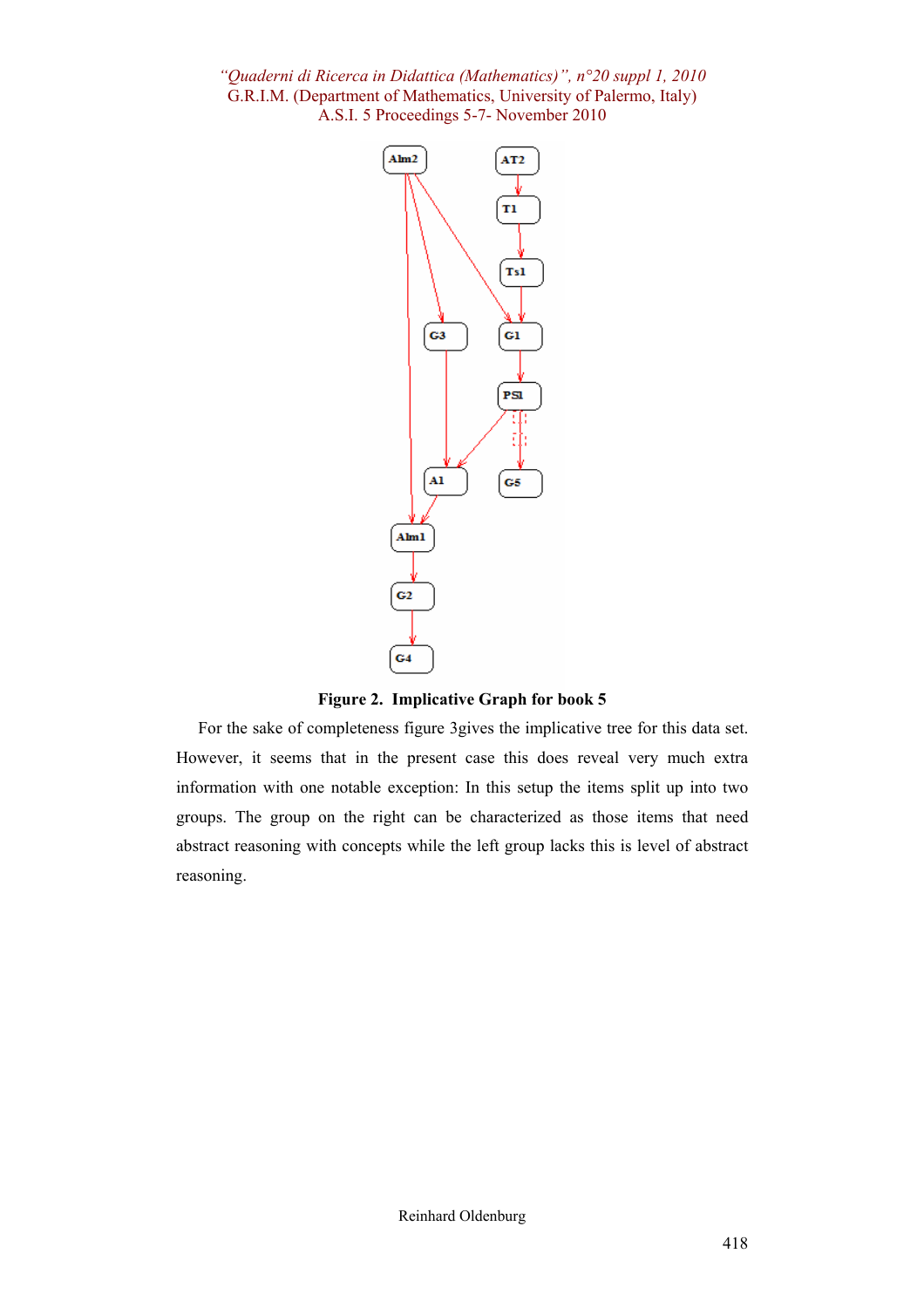**Figure 2. Implicative Graph for book 5**

For the sake of completeness figure 3gives the implicative tree for this data set. However, it seems that in the present case this does reveal very much extra information with one notable exception: In this setup the items split up into two groups. The group on the right can be characterized as those items that need abstract reasoning with concepts while the left group lacks this is level of abstract reasoning.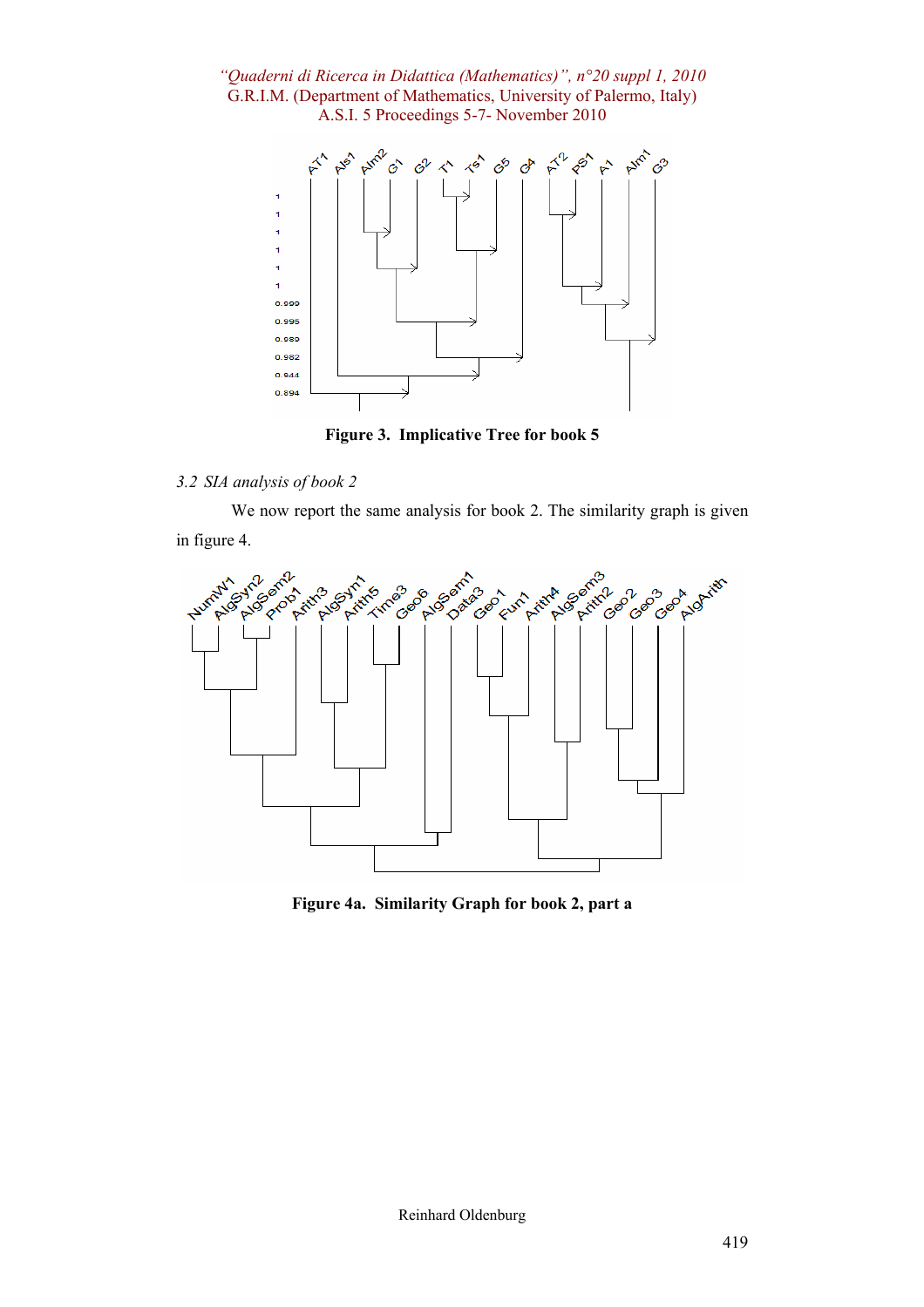Figure 3. Implicative Tree for book 5

*3.2 SIA analysis of book 2*

We now report the same analysis for book 2. The similarity graph is given in figure 4.

Figure 4a. Similarity Graph for book 2, part a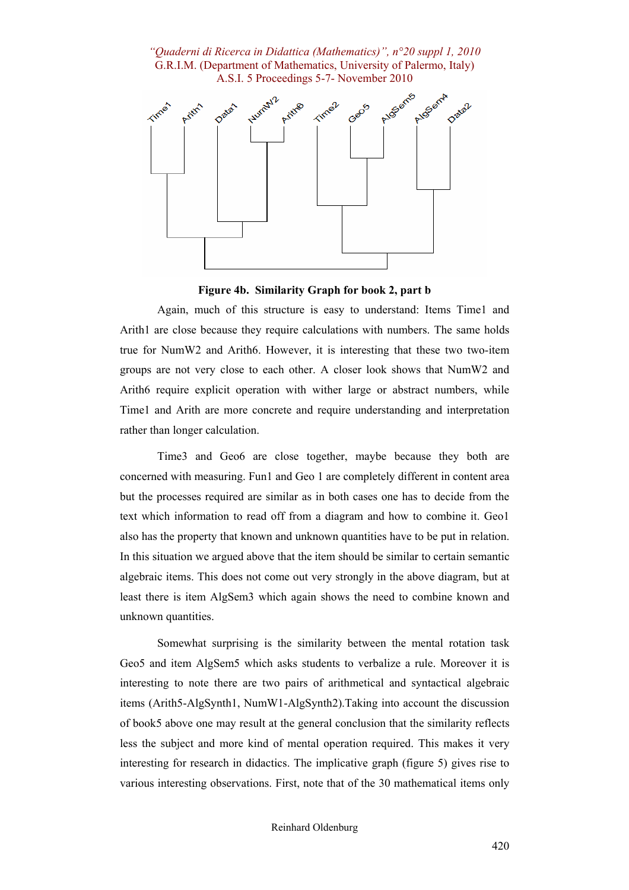**Figure 4b. Similarity Graph for book 2, part b**

Again, much of this structure is easy to understand: Items Time1 and Arith1 are close because they require calculations with numbers. The same holds true for NumW2 and Arith6. However, it is interesting that these two two-item groups are not very close to each other. A closer look shows that NumW2 and Arith6 require explicit operation with wither large or abstract numbers, while Time1 and Arith are more concrete and require understanding and interpretation rather than longer calculation.

Time3 and Geo6 are close together, maybe because they both are concerned with measuring. Fun1 and Geo 1 are completely different in content area but the processes required are similar as in both cases one has to decide from the text which information to read off from a diagram and how to combine it. Geo1 also has the property that known and unknown quantities have to be put in relation. In this situation we argued above that the item should be similar to certain semantic algebraic items. This does not come out very strongly in the above diagram, but at least there is item AlgSem3 which again shows the need to combine known and unknown quantities.

Somewhat surprising is the similarity between the mental rotation task Geo5 and item AlgSem5 which asks students to verbalize a rule. Moreover it is interesting to note there are two pairs of arithmetical and syntactical algebraic items (Arith5-AlgSynth1, NumW1-AlgSynth2).Taking into account the discussion of book5 above one may result at the general conclusion that the similarity reflects less the subject and more kind of mental operation required. This makes it very interesting for research in didactics. The implicative graph (figure 5) gives rise to various interesting observations. First, note that of the 30 mathematical items only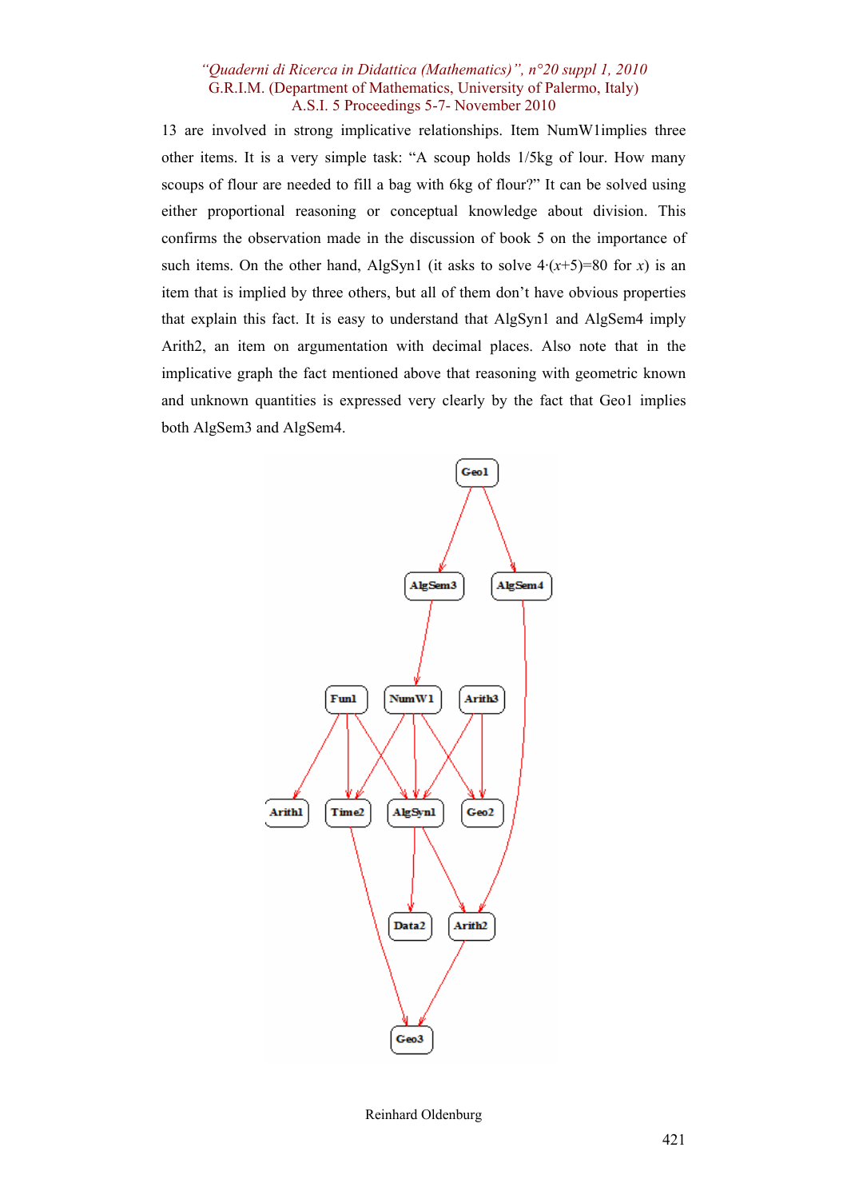13 are involved in strong implicative relationships. Item NumW1implies three other items. It is a very simple task: "A scoup holds 1/5kg of lour. How many scoups of flour are needed to fill a bag with 6kg of flour?" It can be solved using either proportional reasoning or conceptual knowledge about division. This confirms the observation made in the discussion of book 5 on the importance of such items. On the other hand, AlgSyn1 (it asks to solve $4\cdot(x+5)=80$ for $x$) is an item that is implied by three others, but all of them don't have obvious properties that explain this fact. It is easy to understand that AlgSyn1 and AlgSem4 imply Arith2, an item on argumentation with decimal places. Also note that in the implicative graph the fact mentioned above that reasoning with geometric known and unknown quantities is expressed very clearly by the fact that Geo1 implies both AlgSem3 and AlgSem4.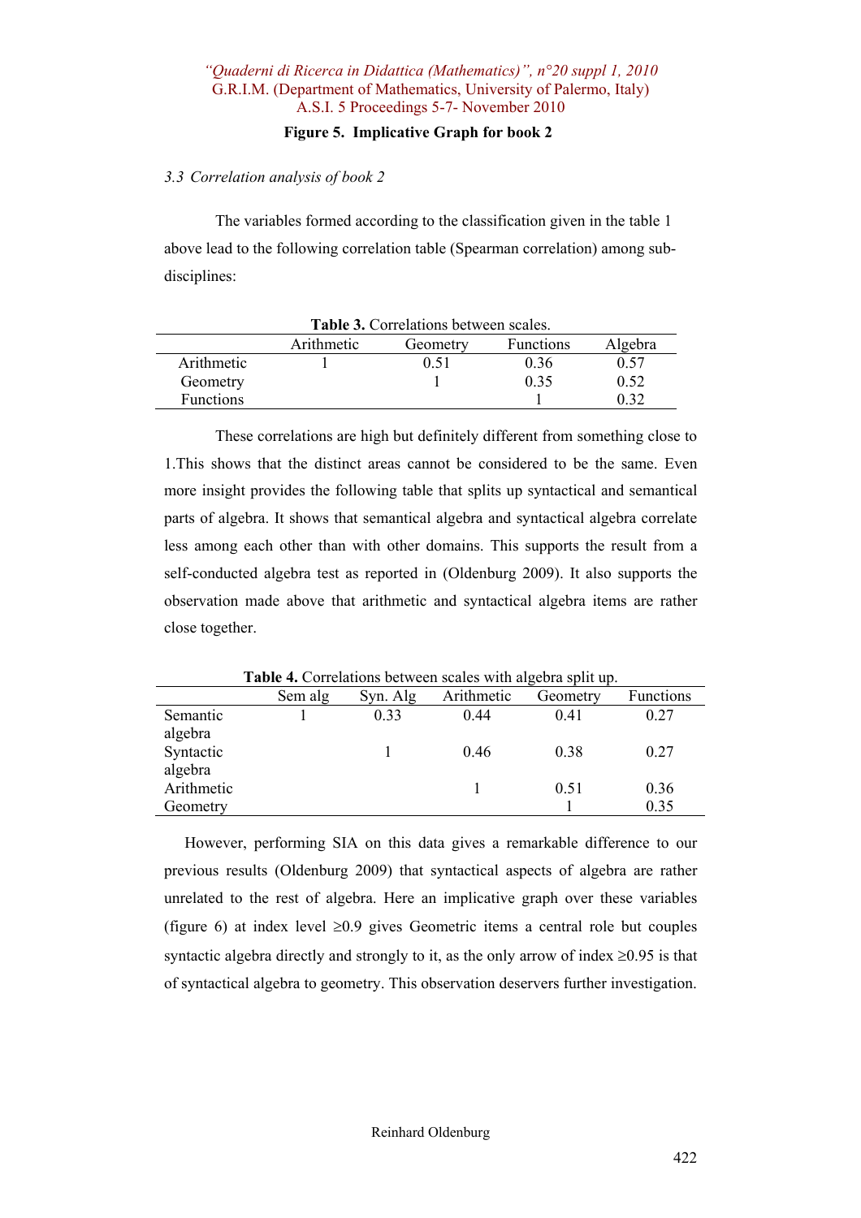**Figure 5. Implicative Graph for book 2**

### *3.3 Correlation analysis of book 2*

The variables formed according to the classification given in the table 1 above lead to the following correlation table (Spearman correlation) among sub-disciplines:

**Table 3.** Correlations between scales.

| | Arithmetic | Geometry | Functions | Algebra |
|---|---|---|---|---|
| Arithmetic | 1 | 0.51 | 0.36 | 0.57 |
| Geometry | | 1 | 0.35 | 0.52 |
| Functions | | | 1 | 0.32 |

These correlations are high but definitely different from something close to 1.This shows that the distinct areas cannot be considered to be the same. Even more insight provides the following table that splits up syntactical and semantical parts of algebra. It shows that semantical algebra and syntactical algebra correlate less among each other than with other domains. This supports the result from a self-conducted algebra test as reported in (Oldenburg 2009). It also supports the observation made above that arithmetic and syntactical algebra items are rather close together.

**Table 4.** Correlations between scales with algebra split up.

| | Sem alg | Syn. Alg | Arithmetic | Geometry | Functions |
|---|---|---|---|---|---|
| Semantic algebra | 1 | 0.33 | 0.44 | 0.41 | 0.27 |
| Syntactic algebra | | 1 | 0.46 | 0.38 | 0.27 |
| Arithmetic | | | 1 | 0.51 | 0.36 |
| Geometry | | | | 1 | 0.35 |

However, performing SIA on this data gives a remarkable difference to our previous results (Oldenburg 2009) that syntactical aspects of algebra are rather unrelated to the rest of algebra. Here an implicative graph over these variables (figure 6) at index level ≥0.9 gives Geometric items a central role but couples syntactic algebra directly and strongly to it, as the only arrow of index ≥0.95 is that of syntactical algebra to geometry. This observation deservers further investigation.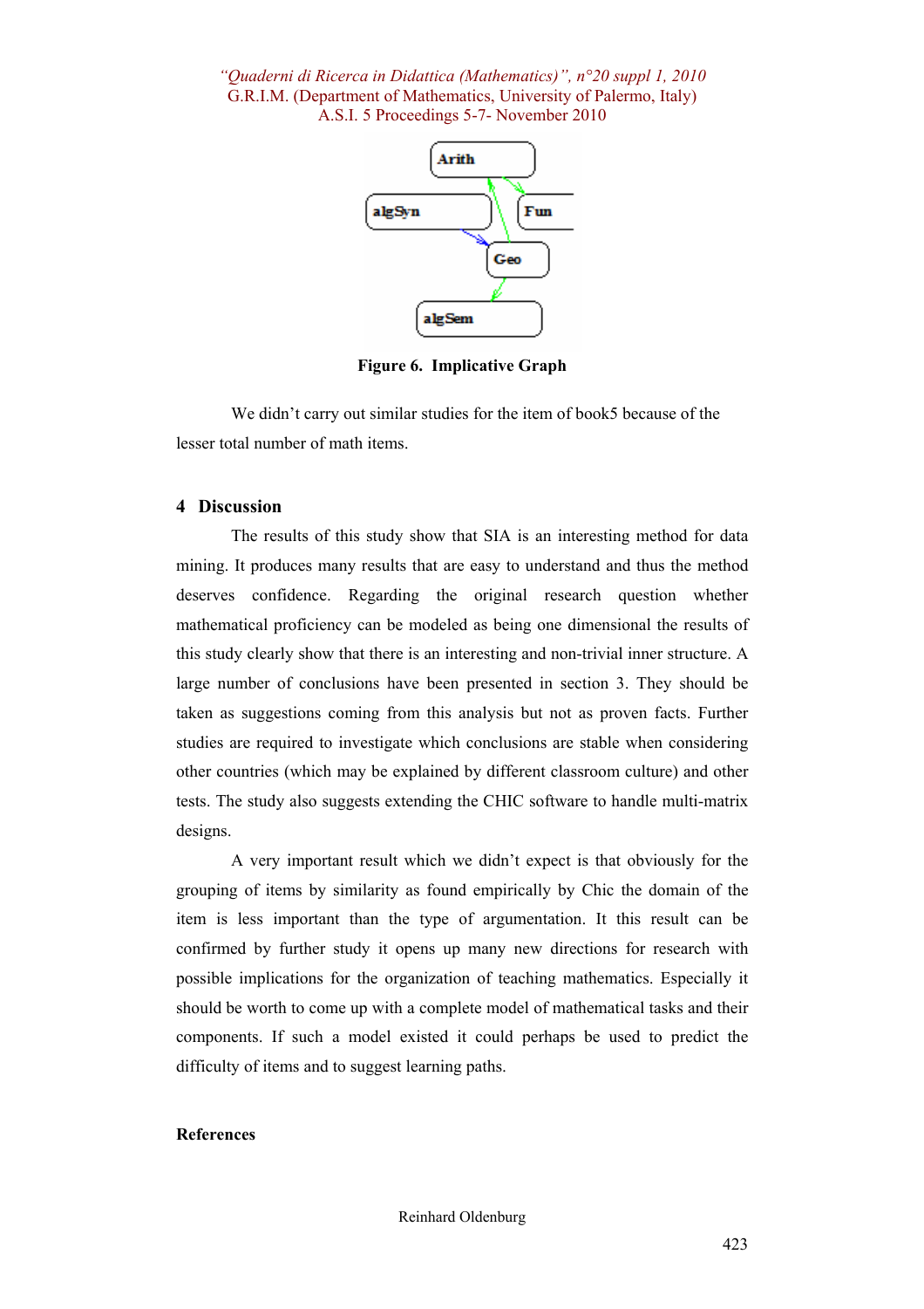Figure 6. Implicative Graph

We didn't carry out similar studies for the item of book5 because of the lesser total number of math items.

## 4 Discussion

The results of this study show that SIA is an interesting method for data mining. It produces many results that are easy to understand and thus the method deserves confidence. Regarding the original research question whether mathematical proficiency can be modeled as being one dimensional the results of this study clearly show that there is an interesting and non-trivial inner structure. A large number of conclusions have been presented in section 3. They should be taken as suggestions coming from this analysis but not as proven facts. Further studies are required to investigate which conclusions are stable when considering other countries (which may be explained by different classroom culture) and other tests. The study also suggests extending the CHIC software to handle multi-matrix designs.

A very important result which we didn't expect is that obviously for the grouping of items by similarity as found empirically by Chic the domain of the item is less important than the type of argumentation. It this result can be confirmed by further study it opens up many new directions for research with possible implications for the organization of teaching mathematics. Especially it should be worth to come up with a complete model of mathematical tasks and their components. If such a model existed it could perhaps be used to predict the difficulty of items and to suggest learning paths.

### References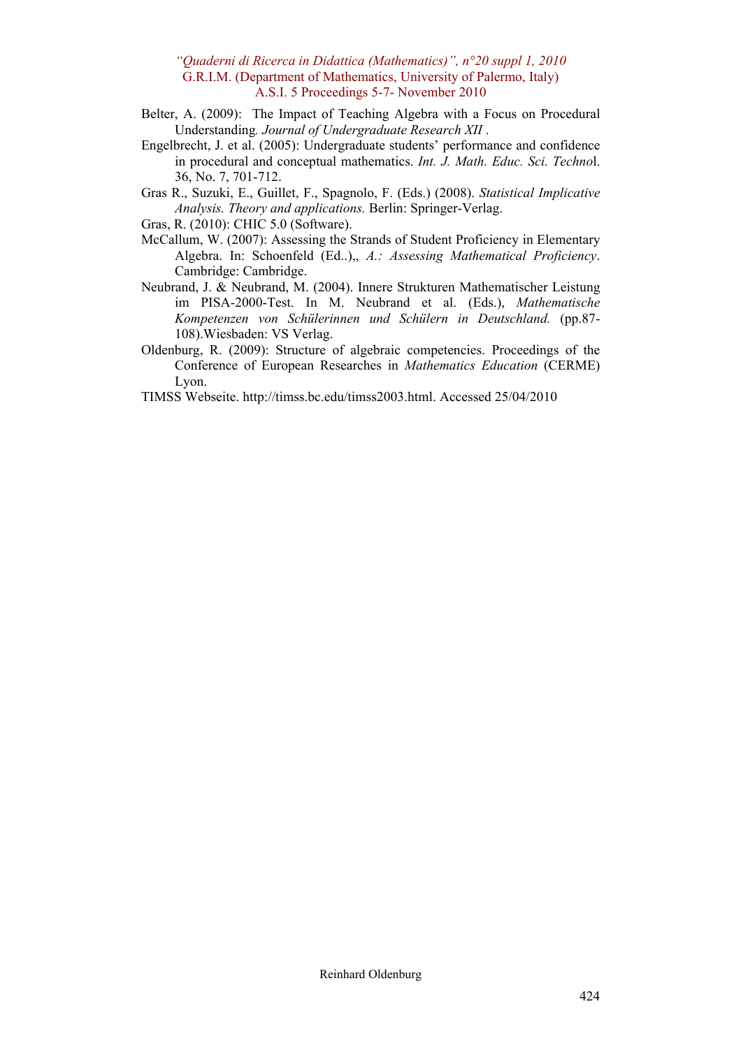Belter, A. (2009): The Impact of Teaching Algebra with a Focus on Procedural Understanding*. Journal of Undergraduate Research XII* .

Engelbrecht, J. et al. (2005): Undergraduate students' performance and confidence in procedural and conceptual mathematics. *Int. J. Math. Educ. Sci. Techno*l. 36, No. 7, 701-712.

Gras R., Suzuki, E., Guillet, F., Spagnolo, F. (Eds.) (2008). *Statistical Implicative Analysis. Theory and applications.* Berlin: Springer-Verlag.

Gras, R. (2010): CHIC 5.0 (Software).

McCallum, W. (2007): Assessing the Strands of Student Proficiency in Elementary Algebra. In: Schoenfeld (Ed..),, *A.: Assessing Mathematical Proficiency*. Cambridge: Cambridge.

Neubrand, J. & Neubrand, M. (2004). Innere Strukturen Mathematischer Leistung im PISA-2000-Test. In M. Neubrand et al. (Eds.), *Mathematische Kompetenzen von Schülerinnen und Schülern in Deutschland.* (pp.87-108).Wiesbaden: VS Verlag.

Oldenburg, R. (2009): Structure of algebraic competencies. Proceedings of the Conference of European Researches in *Mathematics Education* (CERME) Lyon.

TIMSS Webseite. http://timss.bc.edu/timss2003.html. Accessed 25/04/2010